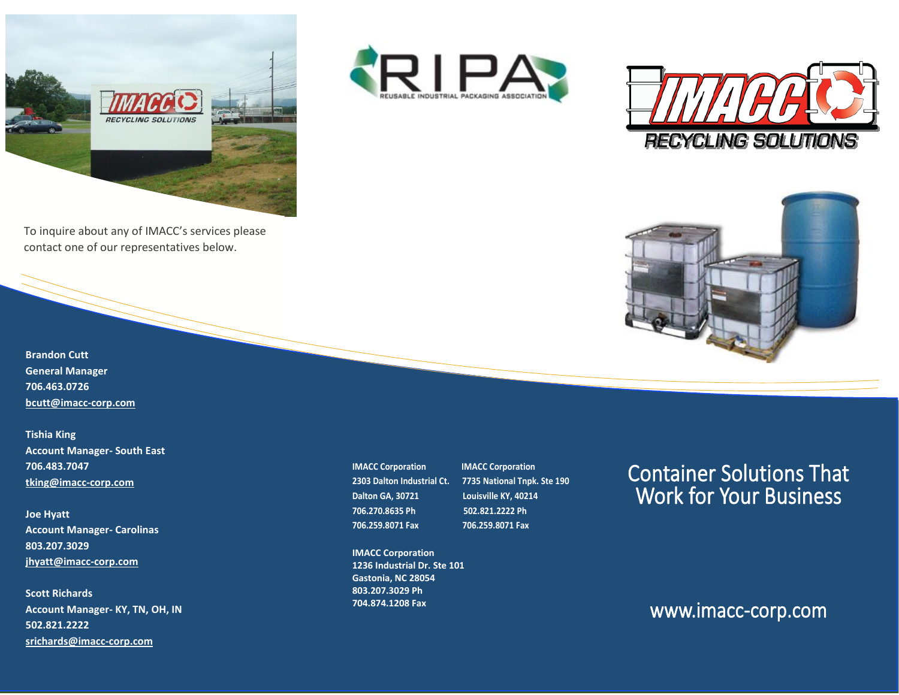To inquire about any of IMACC's services please contact one of our representatives below.

**Brandon Cutt**
**General Manager**
**706.463.0726**
**bcutt@imacc-corp.com**

**Tishia King**
**Account Manager- South East**
**706.483.7047**
**tking@imacc-corp.com**

**Joe Hyatt**
**Account Manager- Carolinas**
**803.207.3029**
**jhyatt@imacc-corp.com**

**Scott Richards**
**Account Manager- KY, TN, OH, IN**
**502.821.2222**
**srichards@imacc-corp.com**

**IMACC Corporation**
**2303 Dalton Industrial Ct.**
**Dalton GA, 30721**
**706.270.8635 Ph**
**706.259.8071 Fax**

**IMACC Corporation**
**7735 National Tnpk. Ste 190**
**Louisville KY, 40214**
**502.821.2222 Ph**
**706.259.8071 Fax**

**IMACC Corporation**
**1236 Industrial Dr. Ste 101**
**Gastonia, NC 28054**
**803.207.3029 Ph**
**704.874.1208 Fax**

# Container Solutions That Work for Your Business

www.imacc-corp.com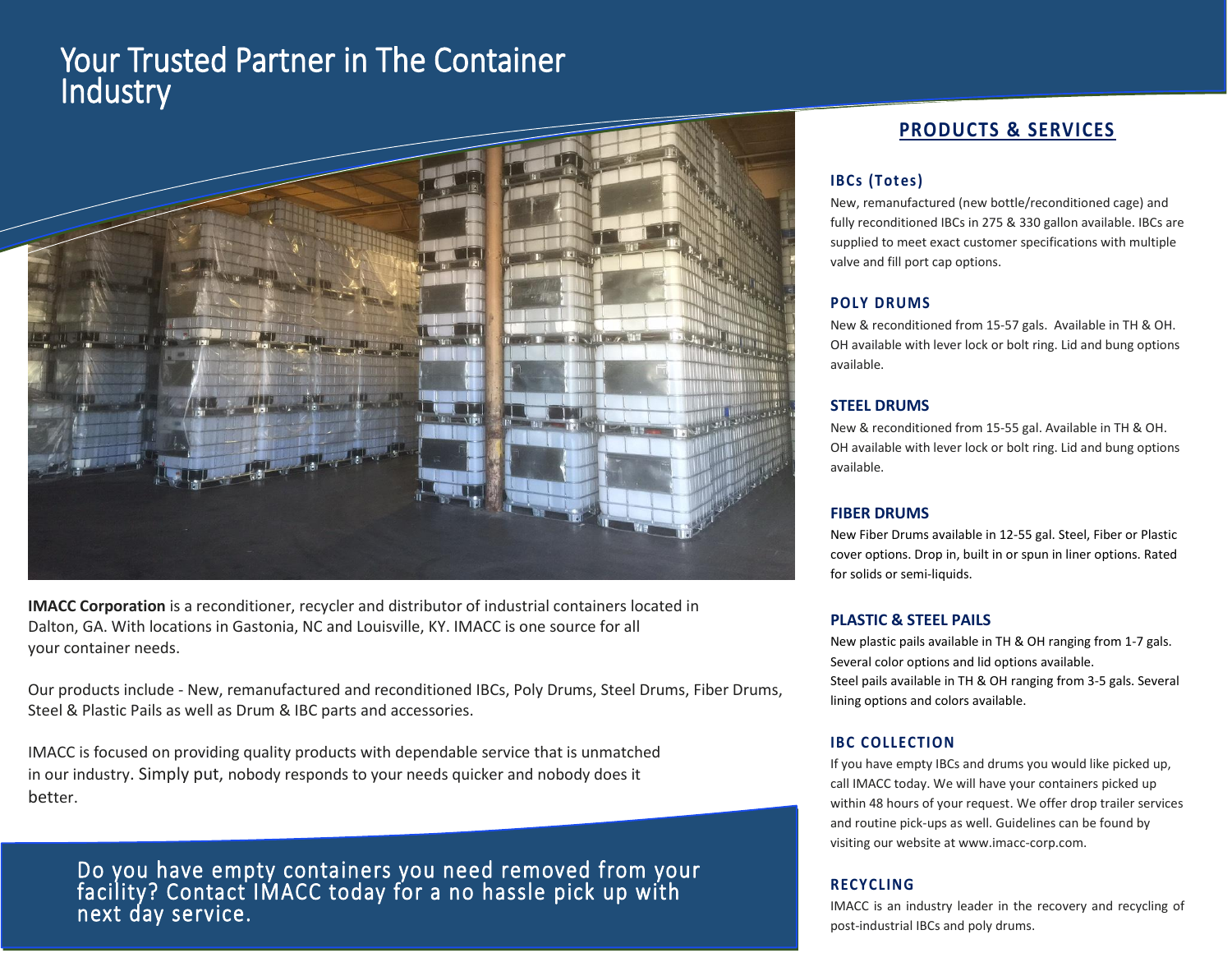# Your Trusted Partner in The Container Industry

**IMACC Corporation** is a reconditioner, recycler and distributor of industrial containers located in Dalton, GA. With locations in Gastonia, NC and Louisville, KY. IMACC is one source for all your container needs.

Our products include - New, remanufactured and reconditioned IBCs, Poly Drums, Steel Drums, Fiber Drums, Steel & Plastic Pails as well as Drum & IBC parts and accessories.

IMACC is focused on providing quality products with dependable service that is unmatched in our industry. Simply put, nobody responds to your needs quicker and nobody does it better.

Do you have empty containers you need removed from your facility? Contact IMACC today for a no hassle pick up with next day service.

## PRODUCTS & SERVICES

### IBCs (Totes)

New, remanufactured (new bottle/reconditioned cage) and fully reconditioned IBCs in 275 & 330 gallon available. IBCs are supplied to meet exact customer specifications with multiple valve and fill port cap options.

### POLY DRUMS

New & reconditioned from 15-57 gals. Available in TH & OH. OH available with lever lock or bolt ring. Lid and bung options available.

### STEEL DRUMS

New & reconditioned from 15-55 gal. Available in TH & OH. OH available with lever lock or bolt ring. Lid and bung options available.

### FIBER DRUMS

New Fiber Drums available in 12-55 gal. Steel, Fiber or Plastic cover options. Drop in, built in or spun in liner options. Rated for solids or semi-liquids.

### PLASTIC & STEEL PAILS

New plastic pails available in TH & OH ranging from 1-7 gals. Several color options and lid options available.
Steel pails available in TH & OH ranging from 3-5 gals. Several lining options and colors available.

### IBC COLLECTION

If you have empty IBCs and drums you would like picked up, call IMACC today. We will have your containers picked up within 48 hours of your request. We offer drop trailer services and routine pick-ups as well. Guidelines can be found by visiting our website at www.imacc-corp.com.

### RECYCLING

IMACC is an industry leader in the recovery and recycling of post-industrial IBCs and poly drums.